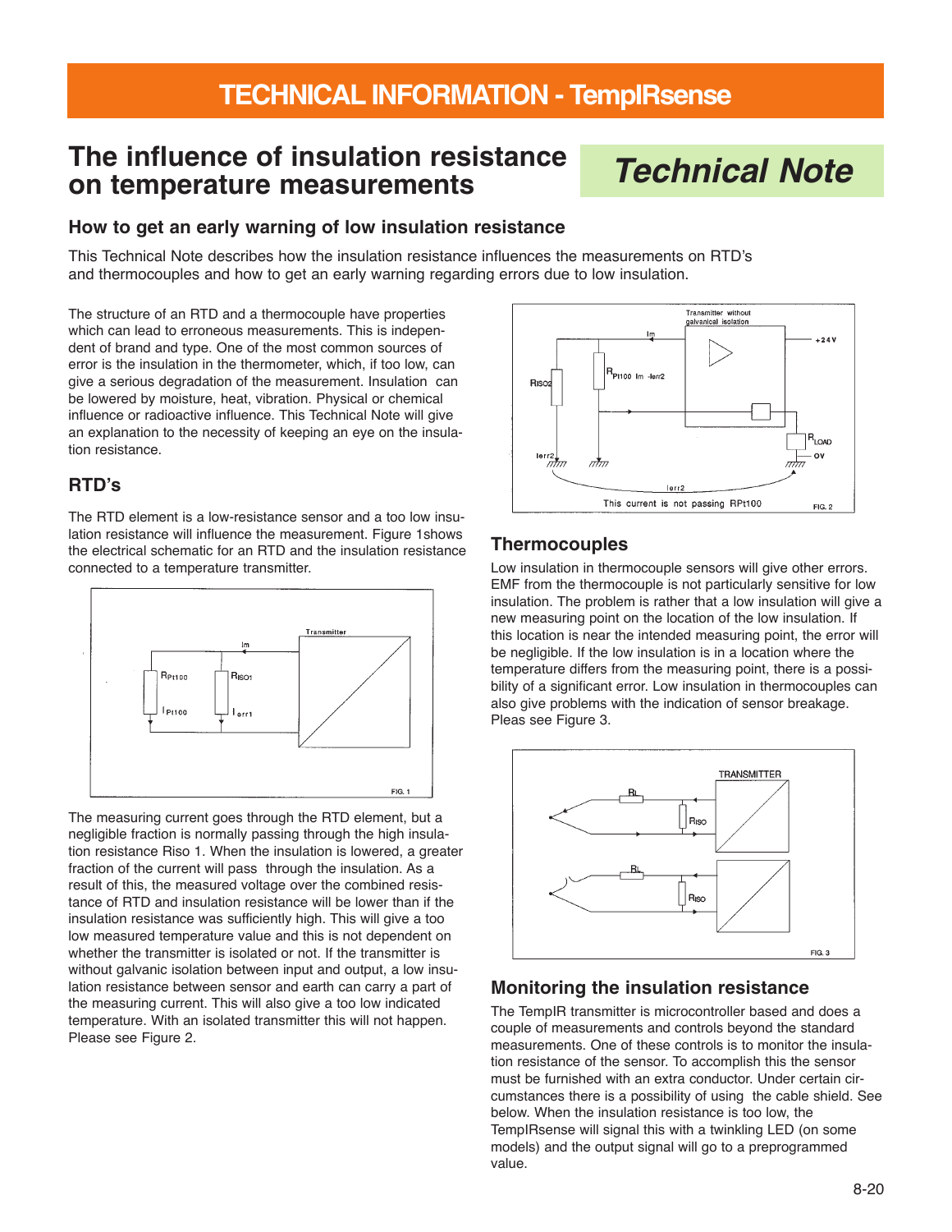# TECHNICAL INFORMATION - TempIRsense

## The influence of insulation resistance on temperature measurements

*Technical Note*

### How to get an early warning of low insulation resistance

This Technical Note describes how the insulation resistance influences the measurements on RTD's and thermocouples and how to get an early warning regarding errors due to low insulation.

The structure of an RTD and a thermocouple have properties which can lead to erroneous measurements. This is independent of brand and type. One of the most common sources of error is the insulation in the thermometer, which, if too low, can give a serious degradation of the measurement. Insulation can be lowered by moisture, heat, vibration. Physical or chemical influence or radioactive influence. This Technical Note will give an explanation to the necessity of keeping an eye on the insulation resistance.

### RTD's

The RTD element is a low-resistance sensor and a too low insulation resistance will influence the measurement. Figure 1shows the electrical schematic for an RTD and the insulation resistance connected to a temperature transmitter.

FIG. 1

The measuring current goes through the RTD element, but a negligible fraction is normally passing through the high insulation resistance Riso 1. When the insulation is lowered, a greater fraction of the current will pass through the insulation. As a result of this, the measured voltage over the combined resistance of RTD and insulation resistance will be lower than if the insulation resistance was sufficiently high. This will give a too low measured temperature value and this is not dependent on whether the transmitter is isolated or not. If the transmitter is without galvanic isolation between input and output, a low insulation resistance between sensor and earth can carry a part of the measuring current. This will also give a too low indicated temperature. With an isolated transmitter this will not happen. Please see Figure 2.

FIG. 2

### Thermocouples

Low insulation in thermocouple sensors will give other errors. EMF from the thermocouple is not particularly sensitive for low insulation. The problem is rather that a low insulation will give a new measuring point on the location of the low insulation. If this location is near the intended measuring point, the error will be negligible. If the low insulation is in a location where the temperature differs from the measuring point, there is a possibility of a significant error. Low insulation in thermocouples can also give problems with the indication of sensor breakage. Pleas see Figure 3.

FIG. 3

### Monitoring the insulation resistance

The TempIR transmitter is microcontroller based and does a couple of measurements and controls beyond the standard measurements. One of these controls is to monitor the insulation resistance of the sensor. To accomplish this the sensor must be furnished with an extra conductor. Under certain circumstances there is a possibility of using the cable shield. See below. When the insulation resistance is too low, the TempIRsense will signal this with a twinkling LED (on some models) and the output signal will go to a preprogrammed value.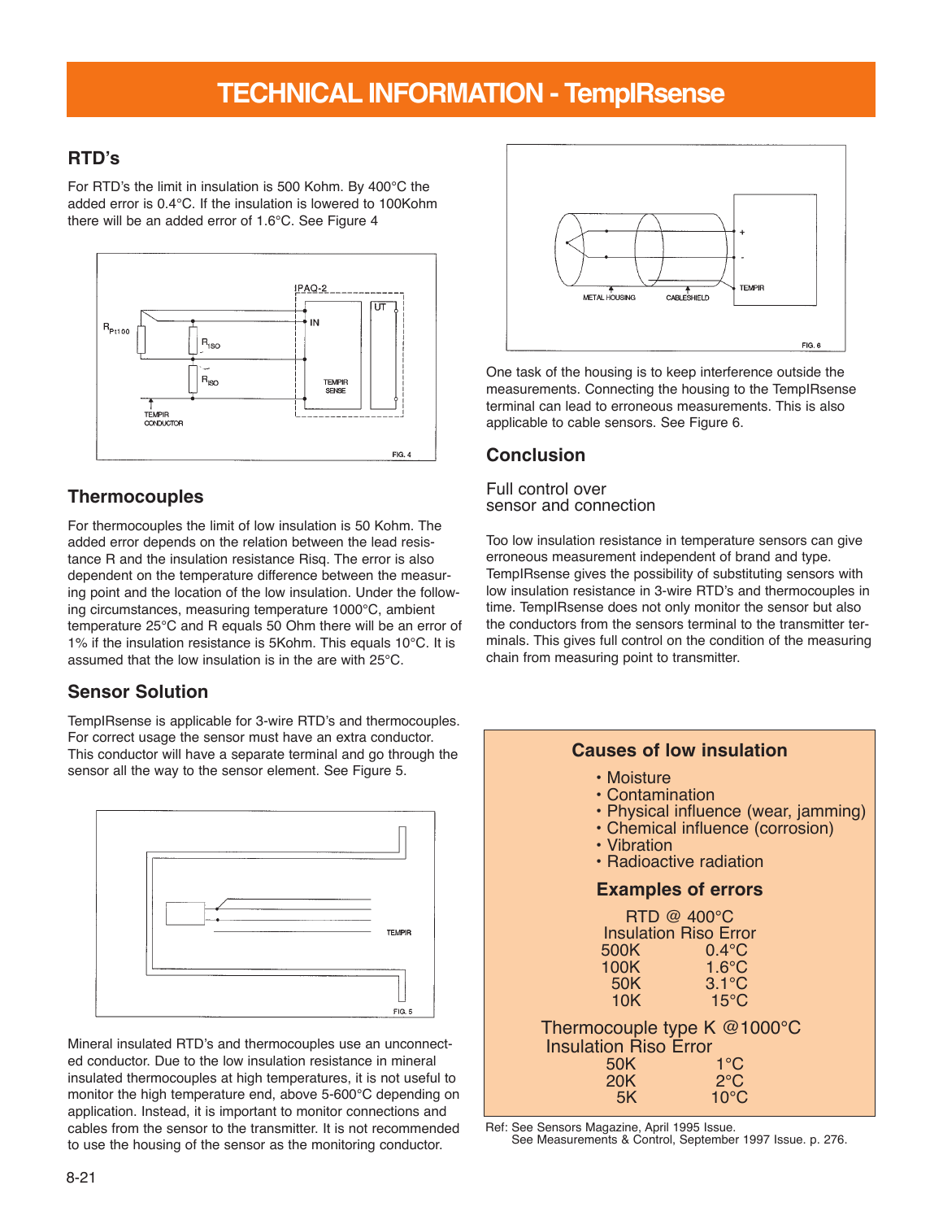# TECHNICAL INFORMATION - TempIRsense

## RTD's

For RTD's the limit in insulation is 500 Kohm. By 400°C the added error is 0.4°C. If the insulation is lowered to 100Kohm there will be an added error of 1.6°C. See Figure 4

$R_{Pt100}$

$R_{ISO}$

$R_{ISO}$

IPAQ-2

IN

UT

TEMPIR SENSE

TEMPIR CONDUCTOR

FIG. 4

## Thermocouples

For thermocouples the limit of low insulation is 50 Kohm. The added error depends on the relation between the lead resistance R and the insulation resistance Risq. The error is also dependent on the temperature difference between the measuring point and the location of the low insulation. Under the following circumstances, measuring temperature 1000°C, ambient temperature 25°C and R equals 50 Ohm there will be an error of 1% if the insulation resistance is 5Kohm. This equals 10°C. It is assumed that the low insulation is in the are with 25°C.

## Sensor Solution

TempIRsense is applicable for 3-wire RTD's and thermocouples. For correct usage the sensor must have an extra conductor. This conductor will have a separate terminal and go through the sensor all the way to the sensor element. See Figure 5.

TEMPIR

FIG. 5

Mineral insulated RTD's and thermocouples use an unconnected conductor. Due to the low insulation resistance in mineral insulated thermocouples at high temperatures, it is not useful to monitor the high temperature end, above 5-600°C depending on application. Instead, it is important to monitor connections and cables from the sensor to the transmitter. It is not recommended to use the housing of the sensor as the monitoring conductor.

+

-

METAL HOUSING

CABLESHIELD

TEMPIR

FIG. 6

One task of the housing is to keep interference outside the measurements. Connecting the housing to the TempIRsense terminal can lead to erroneous measurements. This is also applicable to cable sensors. See Figure 6.

## Conclusion

Full control over
sensor and connection

Too low insulation resistance in temperature sensors can give erroneous measurement independent of brand and type. TempIRsense gives the possibility of substituting sensors with low insulation resistance in 3-wire RTD's and thermocouples in time. TempIRsense does not only monitor the sensor but also the conductors from the sensors terminal to the transmitter terminals. This gives full control on the condition of the measuring chain from measuring point to transmitter.

### Causes of low insulation

- Moisture
- Contamination
- Physical influence (wear, jamming)
- Chemical influence (corrosion)
- Vibration
- Radioactive radiation

### Examples of errors

RTD @ 400°C

| Insulation Riso | Error |
|---|---|
| 500K | 0.4°C |
| 100K | 1.6°C |
| 50K | 3.1°C |
| 10K | 15°C |

Thermocouple type K @1000°C

| Insulation Riso | Error |
|---|---|
| 50K | 1°C |
| 20K | 2°C |
| 5K | 10°C |

Ref: See Sensors Magazine, April 1995 Issue.
See Measurements & Control, September 1997 Issue. p. 276.